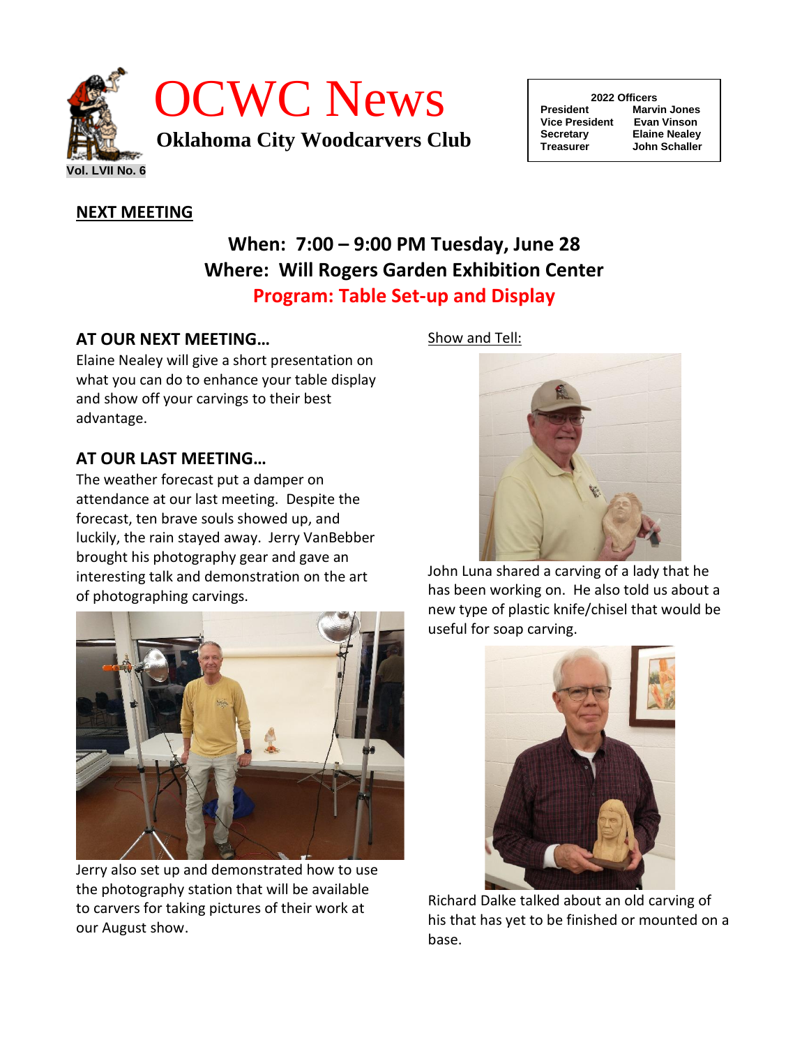# OCWC News

**Oklahoma City Woodcarvers Club**

Vol. LVII No. 6

| 2022 Officers | |
|---|---|
| President | Marvin Jones |
| Vice President | Evan Vinson |
| Secretary | Elaine Nealey |
| Treasurer | John Schaller |

## NEXT MEETING

**When: 7:00 – 9:00 PM Tuesday, June 28**
**Where: Will Rogers Garden Exhibition Center**
**Program: Table Set-up and Display**

### AT OUR NEXT MEETING…

Elaine Nealey will give a short presentation on what you can do to enhance your table display and show off your carvings to their best advantage.

### AT OUR LAST MEETING…

The weather forecast put a damper on attendance at our last meeting. Despite the forecast, ten brave souls showed up, and luckily, the rain stayed away. Jerry VanBebber brought his photography gear and gave an interesting talk and demonstration on the art of photographing carvings.

Jerry also set up and demonstrated how to use the photography station that will be available to carvers for taking pictures of their work at our August show.

Show and Tell:

John Luna shared a carving of a lady that he has been working on. He also told us about a new type of plastic knife/chisel that would be useful for soap carving.

Richard Dalke talked about an old carving of his that has yet to be finished or mounted on a base.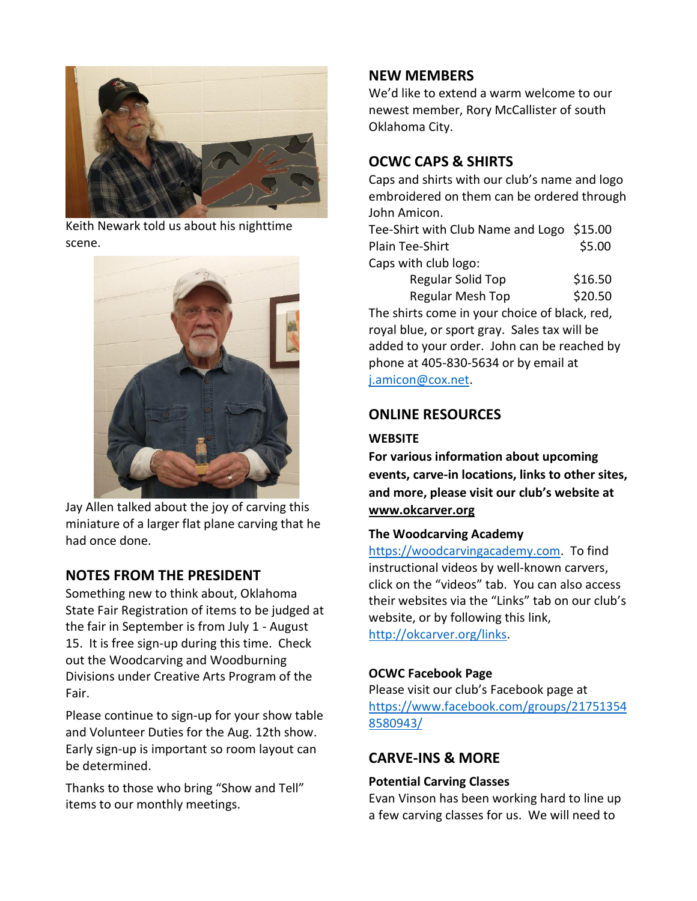Keith Newark told us about his nighttime scene.

Jay Allen talked about the joy of carving this miniature of a larger flat plane carving that he had once done.

## NOTES FROM THE PRESIDENT

Something new to think about, Oklahoma State Fair Registration of items to be judged at the fair in September is from July 1 - August 15. It is free sign-up during this time. Check out the Woodcarving and Woodburning Divisions under Creative Arts Program of the Fair.

Please continue to sign-up for your show table and Volunteer Duties for the Aug. 12th show. Early sign-up is important so room layout can be determined.

Thanks to those who bring "Show and Tell" items to our monthly meetings.

## NEW MEMBERS

We'd like to extend a warm welcome to our newest member, Rory McCallister of south Oklahoma City.

## OCWC CAPS & SHIRTS

Caps and shirts with our club's name and logo embroidered on them can be ordered through John Amicon.

| | |
|---|---|
| Tee-Shirt with Club Name and Logo | $15.00 |
| Plain Tee-Shirt | $5.00 |
| Caps with club logo: | |
| Regular Solid Top | $16.50 |
| Regular Mesh Top | $20.50 |

The shirts come in your choice of black, red, royal blue, or sport gray. Sales tax will be added to your order. John can be reached by phone at 405-830-5634 or by email at j.amicon@cox.net.

## ONLINE RESOURCES

### WEBSITE

**For various information about upcoming events, carve-in locations, links to other sites, and more, please visit our club's website at www.okcarver.org**

### The Woodcarving Academy

https://woodcarvingacademy.com. To find instructional videos by well-known carvers, click on the "videos" tab. You can also access their websites via the "Links" tab on our club's website, or by following this link, http://okcarver.org/links.

### OCWC Facebook Page

Please visit our club's Facebook page at https://www.facebook.com/groups/217513548580943/

## CARVE-INS & MORE

### Potential Carving Classes

Evan Vinson has been working hard to line up a few carving classes for us. We will need to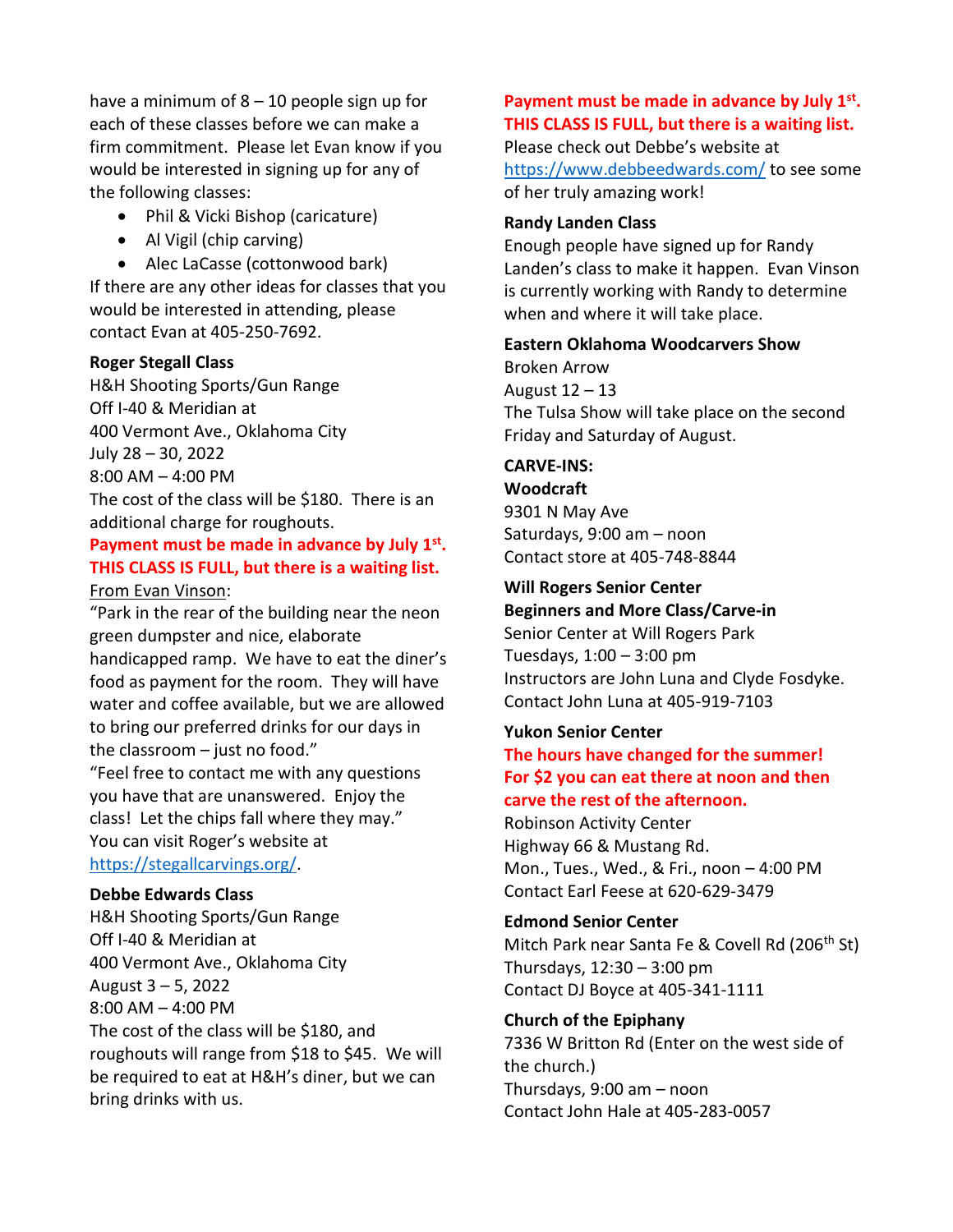have a minimum of 8 – 10 people sign up for each of these classes before we can make a firm commitment. Please let Evan know if you would be interested in signing up for any of the following classes:

- Phil & Vicki Bishop (caricature)
- Al Vigil (chip carving)
- Alec LaCasse (cottonwood bark)

If there are any other ideas for classes that you would be interested in attending, please contact Evan at 405-250-7692.

**Roger Stegall Class**

H&H Shooting Sports/Gun Range
Off I-40 & Meridian at
400 Vermont Ave., Oklahoma City
July 28 – 30, 2022
8:00 AM – 4:00 PM
The cost of the class will be $180. There is an additional charge for roughouts.

**Payment must be made in advance by July 1st. THIS CLASS IS FULL, but there is a waiting list.**

From Evan Vinson:

"Park in the rear of the building near the neon green dumpster and nice, elaborate handicapped ramp. We have to eat the diner's food as payment for the room. They will have water and coffee available, but we are allowed to bring our preferred drinks for our days in the classroom – just no food."

"Feel free to contact me with any questions you have that are unanswered. Enjoy the class! Let the chips fall where they may."

You can visit Roger's website at https://stegallcarvings.org/.

**Debbe Edwards Class**

H&H Shooting Sports/Gun Range
Off I-40 & Meridian at
400 Vermont Ave., Oklahoma City
August 3 – 5, 2022
8:00 AM – 4:00 PM
The cost of the class will be $180, and roughouts will range from $18 to $45. We will be required to eat at H&H's diner, but we can bring drinks with us.

**Payment must be made in advance by July 1st. THIS CLASS IS FULL, but there is a waiting list.**

Please check out Debbe's website at https://www.debbeedwards.com/ to see some of her truly amazing work!

**Randy Landen Class**

Enough people have signed up for Randy Landen's class to make it happen. Evan Vinson is currently working with Randy to determine when and where it will take place.

**Eastern Oklahoma Woodcarvers Show**

Broken Arrow
August 12 – 13
The Tulsa Show will take place on the second Friday and Saturday of August.

**CARVE-INS:**

**Woodcraft**

9301 N May Ave
Saturdays, 9:00 am – noon
Contact store at 405-748-8844

**Will Rogers Senior Center**
**Beginners and More Class/Carve-in**

Senior Center at Will Rogers Park
Tuesdays, 1:00 – 3:00 pm
Instructors are John Luna and Clyde Fosdyke.
Contact John Luna at 405-919-7103

**Yukon Senior Center**

**The hours have changed for the summer! For $2 you can eat there at noon and then carve the rest of the afternoon.**

Robinson Activity Center
Highway 66 & Mustang Rd.
Mon., Tues., Wed., & Fri., noon – 4:00 PM
Contact Earl Feese at 620-629-3479

**Edmond Senior Center**

Mitch Park near Santa Fe & Covell Rd (206th St)
Thursdays, 12:30 – 3:00 pm
Contact DJ Boyce at 405-341-1111

**Church of the Epiphany**

7336 W Britton Rd (Enter on the west side of the church.)
Thursdays, 9:00 am – noon
Contact John Hale at 405-283-0057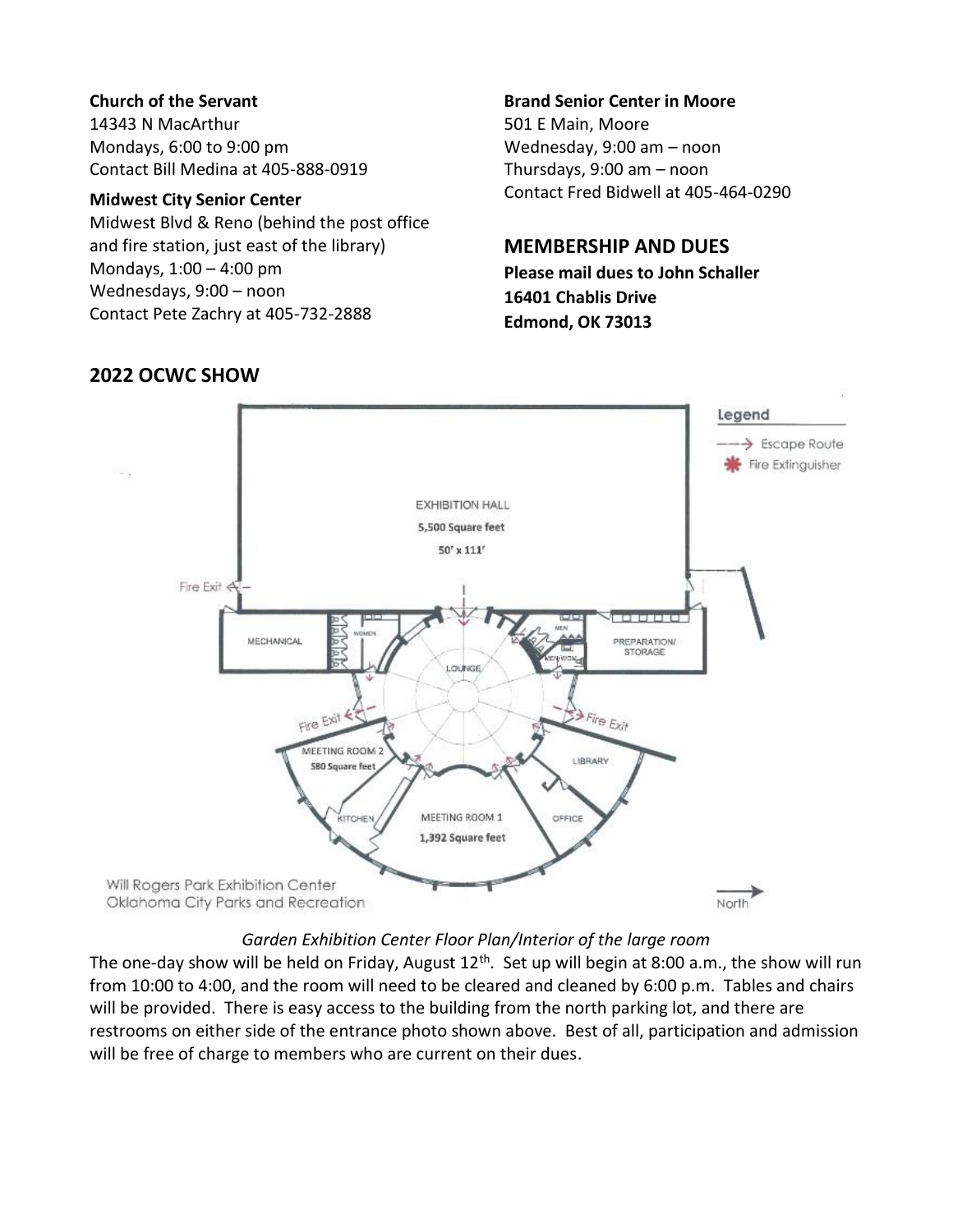**Church of the Servant**
14343 N MacArthur
Mondays, 6:00 to 9:00 pm
Contact Bill Medina at 405-888-0919

**Midwest City Senior Center**
Midwest Blvd & Reno (behind the post office and fire station, just east of the library)
Mondays, 1:00 – 4:00 pm
Wednesdays, 9:00 – noon
Contact Pete Zachry at 405-732-2888

**Brand Senior Center in Moore**
501 E Main, Moore
Wednesday, 9:00 am – noon
Thursdays, 9:00 am – noon
Contact Fred Bidwell at 405-464-0290

## MEMBERSHIP AND DUES

**Please mail dues to John Schaller**
**16401 Chablis Drive**
**Edmond, OK 73013**

## 2022 OCWC SHOW

Legend
Escape Route
Fire Extinguisher
EXHIBITION HALL
5,500 Square feet
50' x 111'
Fire Exit
MECHANICAL
WOMEN
MEN
PREPARATION/ STORAGE
LOUNGE
Fire Exit
Fire Exit
MEETING ROOM 2
580 Square feet
LIBRARY
KITCHEN
MEETING ROOM 1
1,392 Square feet
OFFICE
Will Rogers Park Exhibition Center
Oklahoma City Parks and Recreation
North

*Garden Exhibition Center Floor Plan/Interior of the large room*

The one-day show will be held on Friday, August 12th. Set up will begin at 8:00 a.m., the show will run from 10:00 to 4:00, and the room will need to be cleared and cleaned by 6:00 p.m. Tables and chairs will be provided. There is easy access to the building from the north parking lot, and there are restrooms on either side of the entrance photo shown above. Best of all, participation and admission will be free of charge to members who are current on their dues.